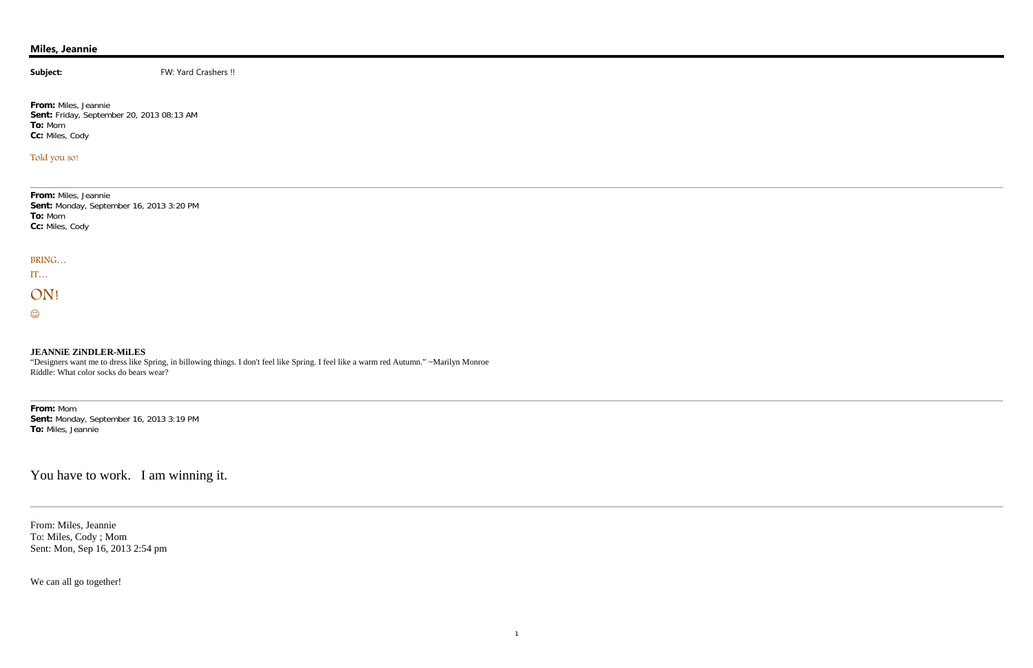**Miles, Jeannie**

---

**Subject:** FW: Yard Crashers !!

**From:** Miles, Jeannie
**Sent:** Friday, September 20, 2013 08:13 AM
**To:** Mom
**Cc:** Miles, Cody

Told you so!

---

**From:** Miles, Jeannie
**Sent:** Monday, September 16, 2013 3:20 PM
**To:** Mom
**Cc:** Miles, Cody

BRING…

IT…

ON!

☺

**JEANNiE ZiNDLER-MiLES**
"Designers want me to dress like Spring, in billowing things. I don't feel like Spring. I feel like a warm red Autumn." ~Marilyn Monroe
Riddle: What color socks do bears wear?

---

**From:** Mom
**Sent:** Monday, September 16, 2013 3:19 PM
**To:** Miles, Jeannie

You have to work. I am winning it.

---

From: Miles, Jeannie
To: Miles, Cody ; Mom
Sent: Mon, Sep 16, 2013 2:54 pm

We can all go together!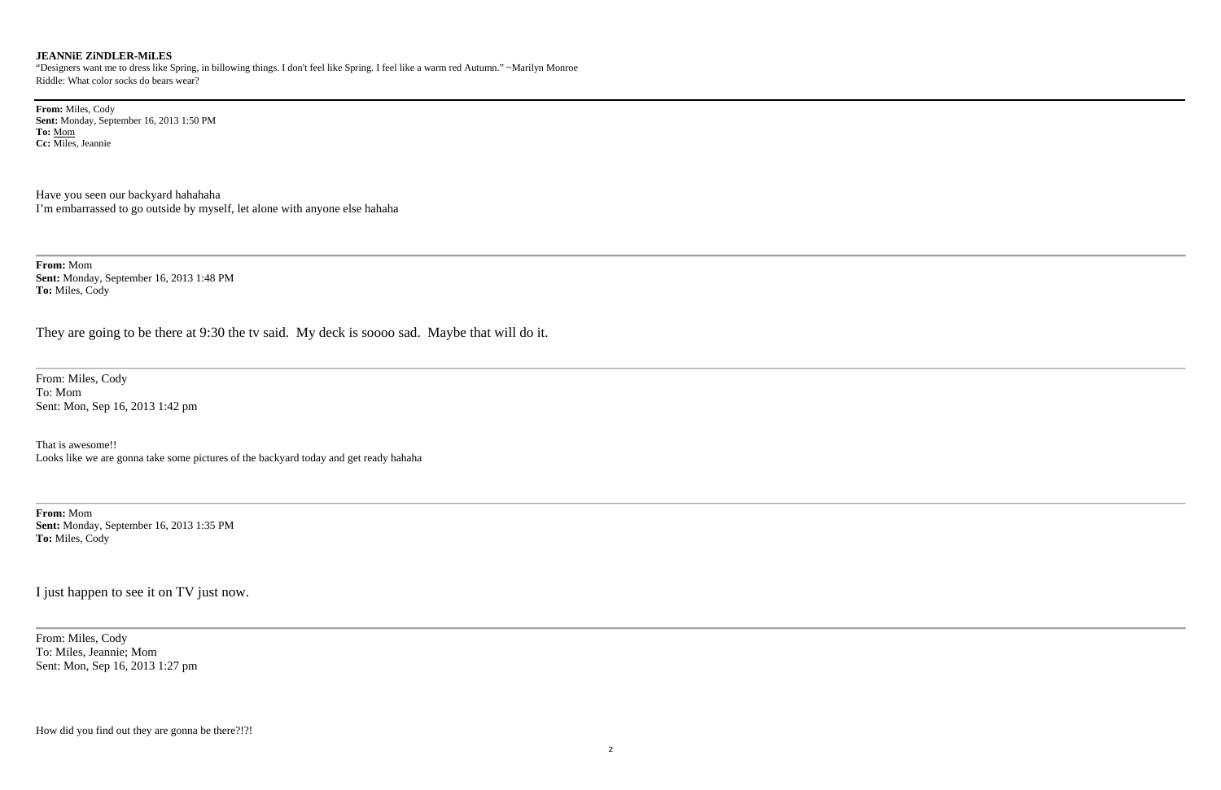**JEANNiE ZiNDLER-MiLES**
"Designers want me to dress like Spring, in billowing things. I don't feel like Spring. I feel like a warm red Autumn." ~Marilyn Monroe
Riddle: What color socks do bears wear?

---

**From:** Miles, Cody
**Sent:** Monday, September 16, 2013 1:50 PM
**To:** Mom
**Cc:** Miles, Jeannie

Have you seen our backyard hahahaha
I'm embarrassed to go outside by myself, let alone with anyone else hahaha

---

**From:** Mom
**Sent:** Monday, September 16, 2013 1:48 PM
**To:** Miles, Cody

They are going to be there at 9:30 the tv said. My deck is soooo sad. Maybe that will do it.

---

From: Miles, Cody
To: Mom
Sent: Mon, Sep 16, 2013 1:42 pm

That is awesome!!
Looks like we are gonna take some pictures of the backyard today and get ready hahaha

---

**From:** Mom
**Sent:** Monday, September 16, 2013 1:35 PM
**To:** Miles, Cody

I just happen to see it on TV just now.

---

From: Miles, Cody
To: Miles, Jeannie; Mom
Sent: Mon, Sep 16, 2013 1:27 pm

How did you find out they are gonna be there?!?!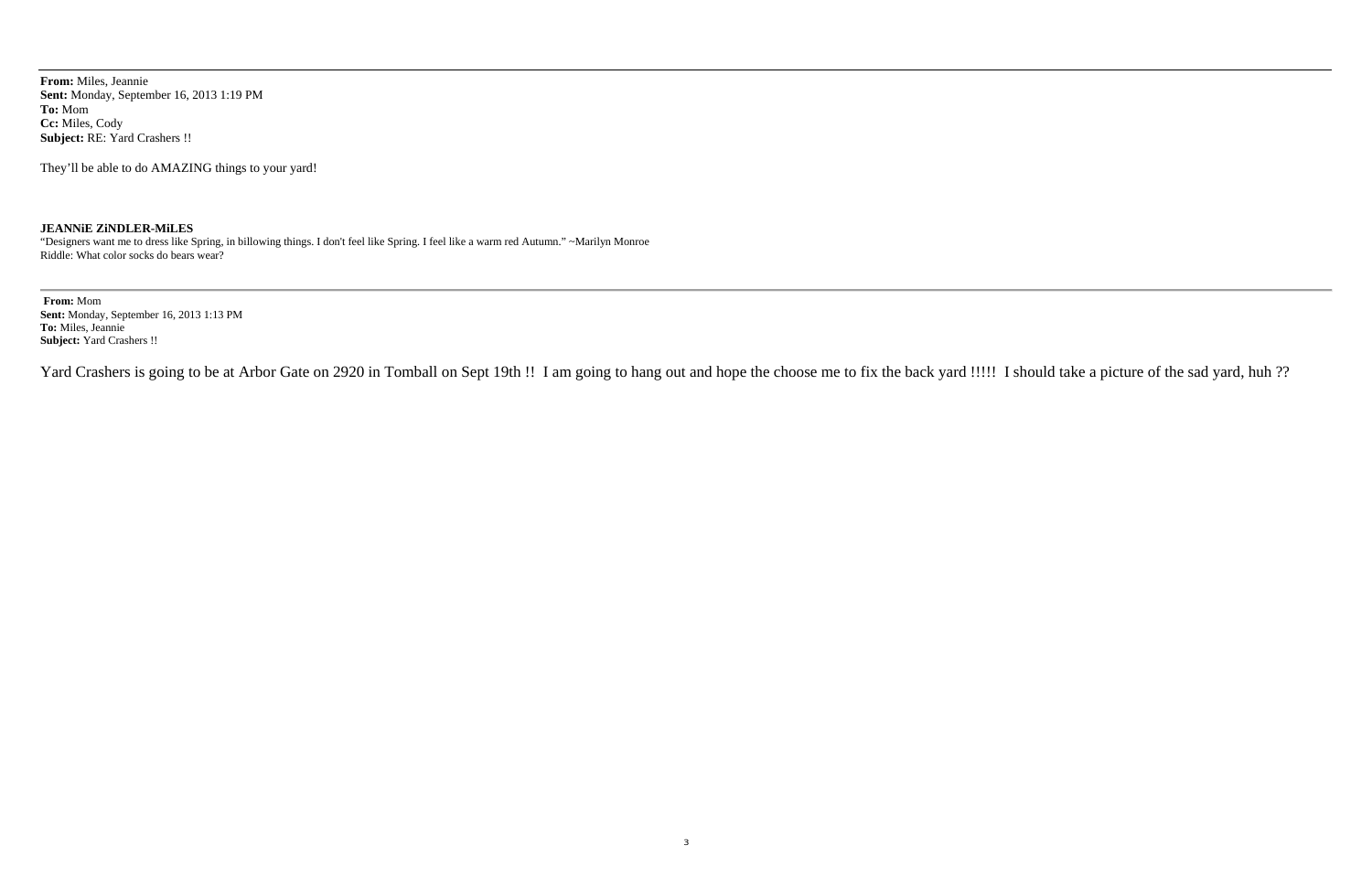**From:** Miles, Jeannie
**Sent:** Monday, September 16, 2013 1:19 PM
**To:** Mom
**Cc:** Miles, Cody
**Subject:** RE: Yard Crashers !!

They'll be able to do AMAZING things to your yard!

**JEANNiE ZiNDLER-MiLES**
"Designers want me to dress like Spring, in billowing things. I don't feel like Spring. I feel like a warm red Autumn." ~Marilyn Monroe
Riddle: What color socks do bears wear?

---

**From:** Mom
**Sent:** Monday, September 16, 2013 1:13 PM
**To:** Miles, Jeannie
**Subject:** Yard Crashers !!

Yard Crashers is going to be at Arbor Gate on 2920 in Tomball on Sept 19th !! I am going to hang out and hope the choose me to fix the back yard !!!!! I should take a picture of the sad yard, huh ??